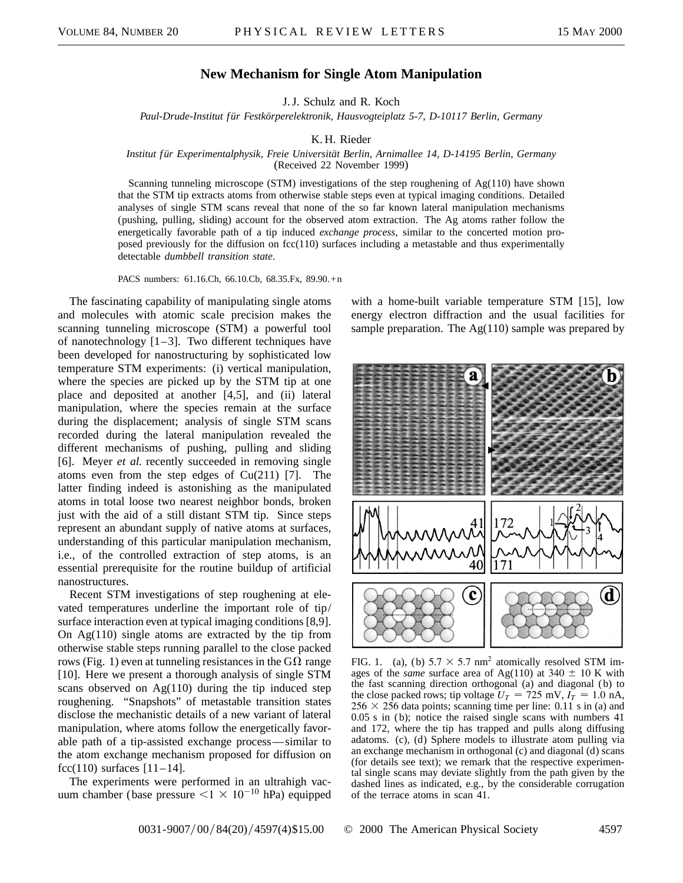# New Mechanism for Single Atom Manipulation

J. J. Schulz and R. Koch

*Paul-Drude-Institut für Festkörperelektronik, Hausvogteiplatz 5-7, D-10117 Berlin, Germany*

K. H. Rieder

*Institut für Experimentalphysik, Freie Universität Berlin, Arnimallee 14, D-14195 Berlin, Germany*

(Received 22 November 1999)

Scanning tunneling microscope (STM) investigations of the step roughening of Ag(110) have shown that the STM tip extracts atoms from otherwise stable steps even at typical imaging conditions. Detailed analyses of single STM scans reveal that none of the so far known lateral manipulation mechanisms (pushing, pulling, sliding) account for the observed atom extraction. The Ag atoms rather follow the energetically favorable path of a tip induced *exchange process,* similar to the concerted motion proposed previously for the diffusion on fcc(110) surfaces including a metastable and thus experimentally detectable *dumbbell transition state*.

PACS numbers: 61.16.Ch, 66.10.Cb, 68.35.Fx, 89.90.+n

The fascinating capability of manipulating single atoms and molecules with atomic scale precision makes the scanning tunneling microscope (STM) a powerful tool of nanotechnology [1–3]. Two different techniques have been developed for nanostructuring by sophisticated low temperature STM experiments: (i) vertical manipulation, where the species are picked up by the STM tip at one place and deposited at another [4,5], and (ii) lateral manipulation, where the species remain at the surface during the displacement; analysis of single STM scans recorded during the lateral manipulation revealed the different mechanisms of pushing, pulling and sliding [6]. Meyer *et al.* recently succeeded in removing single atoms even from the step edges of Cu(211) [7]. The latter finding indeed is astonishing as the manipulated atoms in total loose two nearest neighbor bonds, broken just with the aid of a still distant STM tip. Since steps represent an abundant supply of native atoms at surfaces, understanding of this particular manipulation mechanism, i.e., of the controlled extraction of step atoms, is an essential prerequisite for the routine buildup of artificial nanostructures.

Recent STM investigations of step roughening at elevated temperatures underline the important role of tip/surface interaction even at typical imaging conditions [8,9]. On Ag(110) single atoms are extracted by the tip from otherwise stable steps running parallel to the close packed rows (Fig. 1) even at tunneling resistances in the GΩ range [10]. Here we present a thorough analysis of single STM scans observed on Ag(110) during the tip induced step roughening. "Snapshots" of metastable transition states disclose the mechanistic details of a new variant of lateral manipulation, where atoms follow the energetically favorable path of a tip-assisted exchange process—similar to the atom exchange mechanism proposed for diffusion on fcc(110) surfaces [11–14].

The experiments were performed in an ultrahigh vacuum chamber (base pressure $<1 \times 10^{-10}$ hPa) equipped with a home-built variable temperature STM [15], low energy electron diffraction and the usual facilities for sample preparation. The Ag(110) sample was prepared by

FIG. 1. (a), (b) $5.7 \times 5.7$ nm$^2$ atomically resolved STM images of the *same* surface area of Ag(110) at $340 \pm 10$ K with the fast scanning direction orthogonal (a) and diagonal (b) to the close packed rows; tip voltage $U_T = 725$ mV, $I_T = 1.0$ nA, $256 \times 256$ data points; scanning time per line: 0.11 s in (a) and 0.05 s in (b); notice the raised single scans with numbers 41 and 172, where the tip has trapped and pulls along diffusing adatoms. (c), (d) Sphere models to illustrate atom pulling via an exchange mechanism in orthogonal (c) and diagonal (d) scans (for details see text); we remark that the respective experimental single scans may deviate slightly from the path given by the dashed lines as indicated, e.g., by the considerable corrugation of the terrace atoms in scan 41.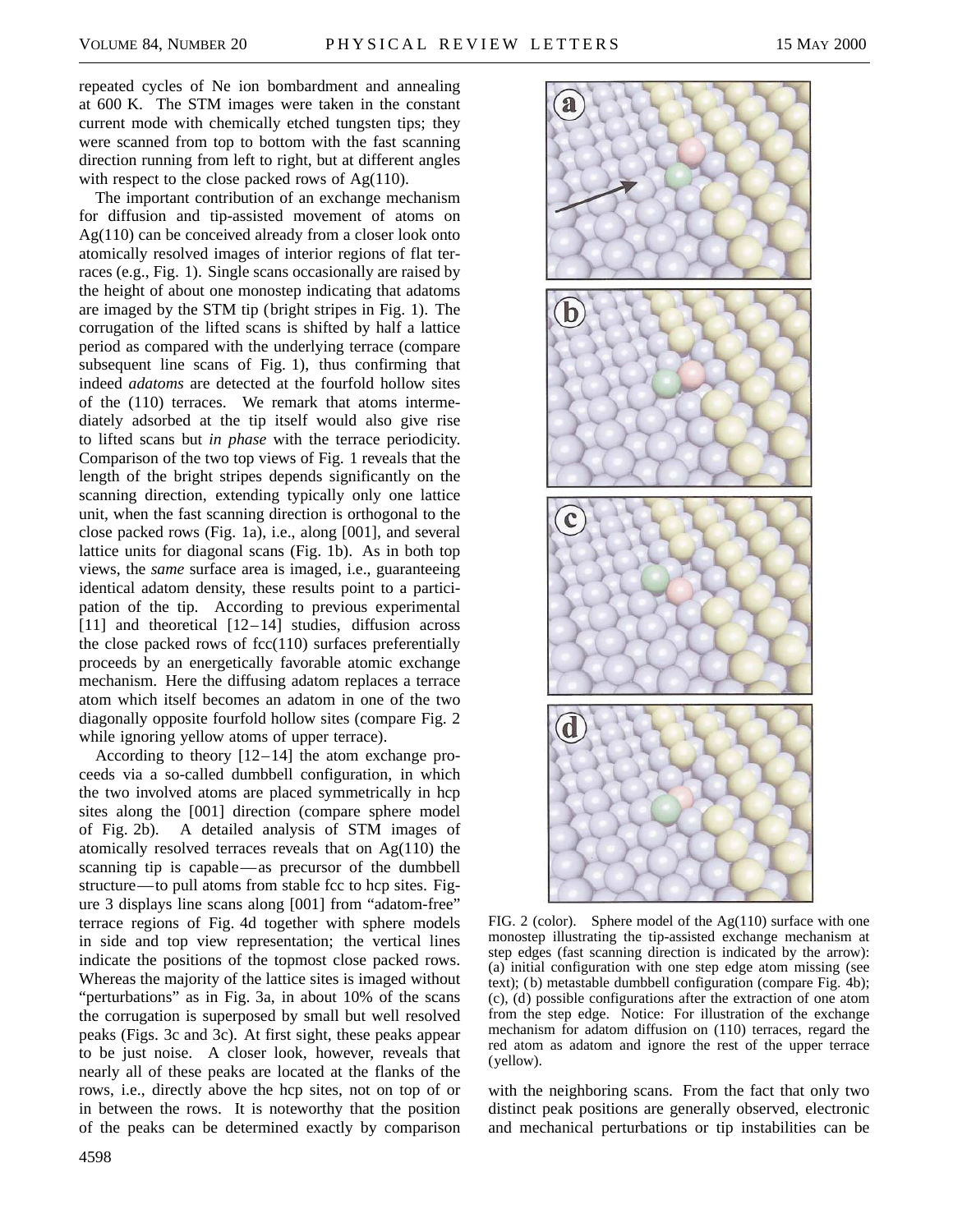repeated cycles of Ne ion bombardment and annealing at 600 K. The STM images were taken in the constant current mode with chemically etched tungsten tips; they were scanned from top to bottom with the fast scanning direction running from left to right, but at different angles with respect to the close packed rows of Ag(110).

The important contribution of an exchange mechanism for diffusion and tip-assisted movement of atoms on Ag(110) can be conceived already from a closer look onto atomically resolved images of interior regions of flat terraces (e.g., Fig. 1). Single scans occasionally are raised by the height of about one monostep indicating that adatoms are imaged by the STM tip (bright stripes in Fig. 1). The corrugation of the lifted scans is shifted by half a lattice period as compared with the underlying terrace (compare subsequent line scans of Fig. 1), thus confirming that indeed *adatoms* are detected at the fourfold hollow sites of the (110) terraces. We remark that atoms intermediately adsorbed at the tip itself would also give rise to lifted scans but *in phase* with the terrace periodicity. Comparison of the two top views of Fig. 1 reveals that the length of the bright stripes depends significantly on the scanning direction, extending typically only one lattice unit, when the fast scanning direction is orthogonal to the close packed rows (Fig. 1a), i.e., along [001], and several lattice units for diagonal scans (Fig. 1b). As in both top views, the *same* surface area is imaged, i.e., guaranteeing identical adatom density, these results point to a participation of the tip. According to previous experimental [11] and theoretical [12–14] studies, diffusion across the close packed rows of fcc(110) surfaces preferentially proceeds by an energetically favorable atomic exchange mechanism. Here the diffusing adatom replaces a terrace atom which itself becomes an adatom in one of the two diagonally opposite fourfold hollow sites (compare Fig. 2 while ignoring yellow atoms of upper terrace).

According to theory [12–14] the atom exchange proceeds via a so-called dumbbell configuration, in which the two involved atoms are placed symmetrically in hcp sites along the [001] direction (compare sphere model of Fig. 2b). A detailed analysis of STM images of atomically resolved terraces reveals that on Ag(110) the scanning tip is capable—as precursor of the dumbbell structure—to pull atoms from stable fcc to hcp sites. Figure 3 displays line scans along [001] from "adatom-free" terrace regions of Fig. 4d together with sphere models in side and top view representation; the vertical lines indicate the positions of the topmost close packed rows. Whereas the majority of the lattice sites is imaged without "perturbations" as in Fig. 3a, in about 10% of the scans the corrugation is superposed by small but well resolved peaks (Figs. 3c and 3c). At first sight, these peaks appear to be just noise. A closer look, however, reveals that nearly all of these peaks are located at the flanks of the rows, i.e., directly above the hcp sites, not on top of or in between the rows. It is noteworthy that the position of the peaks can be determined exactly by comparison with the neighboring scans. From the fact that only two distinct peak positions are generally observed, electronic and mechanical perturbations or tip instabilities can be

FIG. 2 (color). Sphere model of the Ag(110) surface with one monostep illustrating the tip-assisted exchange mechanism at step edges (fast scanning direction is indicated by the arrow): (a) initial configuration with one step edge atom missing (see text); (b) metastable dumbbell configuration (compare Fig. 4b); (c), (d) possible configurations after the extraction of one atom from the step edge. Notice: For illustration of the exchange mechanism for adatom diffusion on (110) terraces, regard the red atom as adatom and ignore the rest of the upper terrace (yellow).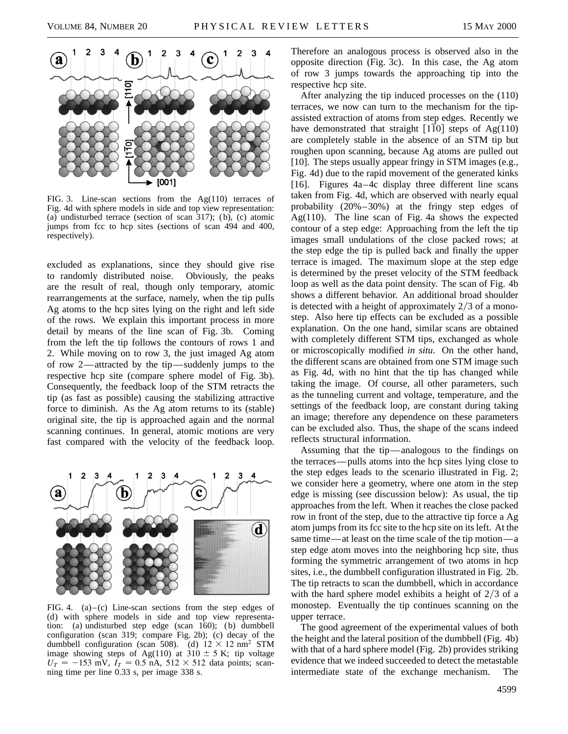FIG. 3. Line-scan sections from the Ag(110) terraces of Fig. 4d with sphere models in side and top view representation: (a) undisturbed terrace (section of scan 317); (b), (c) atomic jumps from fcc to hcp sites (sections of scan 494 and 400, respectively).

excluded as explanations, since they should give rise to randomly distributed noise. Obviously, the peaks are the result of real, though only temporary, atomic rearrangements at the surface, namely, when the tip pulls Ag atoms to the hcp sites lying on the right and left side of the rows. We explain this important process in more detail by means of the line scan of Fig. 3b. Coming from the left the tip follows the contours of rows 1 and 2. While moving on to row 3, the just imaged Ag atom of row 2—attracted by the tip—suddenly jumps to the respective hcp site (compare sphere model of Fig. 3b). Consequently, the feedback loop of the STM retracts the tip (as fast as possible) causing the stabilizing attractive force to diminish. As the Ag atom returns to its (stable) original site, the tip is approached again and the normal scanning continues. In general, atomic motions are very fast compared with the velocity of the feedback loop.

FIG. 4. (a)–(c) Line-scan sections from the step edges of (d) with sphere models in side and top view representation: (a) undisturbed step edge (scan 160); (b) dumbbell configuration (scan 319; compare Fig. 2b); (c) decay of the dumbbell configuration (scan 508). (d) $12 \times 12$ nm$^2$ STM image showing steps of Ag(110) at $310 \pm 5$ K; tip voltage $U_T = -153$ mV, $I_T = 0.5$ nA, $512 \times 512$ data points; scanning time per line 0.33 s, per image 338 s.

Therefore an analogous process is observed also in the opposite direction (Fig. 3c). In this case, the Ag atom of row 3 jumps towards the approaching tip into the respective hcp site.

After analyzing the tip induced processes on the (110) terraces, we now can turn to the mechanism for the tip-assisted extraction of atoms from step edges. Recently we have demonstrated that straight $[1\bar{1}0]$ steps of Ag(110) are completely stable in the absence of an STM tip but roughen upon scanning, because Ag atoms are pulled out [10]. The steps usually appear fringy in STM images (e.g., Fig. 4d) due to the rapid movement of the generated kinks [16]. Figures 4a–4c display three different line scans taken from Fig. 4d, which are observed with nearly equal probability (20%–30%) at the fringy step edges of Ag(110). The line scan of Fig. 4a shows the expected contour of a step edge: Approaching from the left the tip images small undulations of the close packed rows; at the step edge the tip is pulled back and finally the upper terrace is imaged. The maximum slope at the step edge is determined by the preset velocity of the STM feedback loop as well as the data point density. The scan of Fig. 4b shows a different behavior. An additional broad shoulder is detected with a height of approximately $2/3$ of a monostep. Also here tip effects can be excluded as a possible explanation. On the one hand, similar scans are obtained with completely different STM tips, exchanged as whole or microscopically modified *in situ*. On the other hand, the different scans are obtained from one STM image such as Fig. 4d, with no hint that the tip has changed while taking the image. Of course, all other parameters, such as the tunneling current and voltage, temperature, and the settings of the feedback loop, are constant during taking an image; therefore any dependence on these parameters can be excluded also. Thus, the shape of the scans indeed reflects structural information.

Assuming that the tip—analogous to the findings on the terraces—pulls atoms into the hcp sites lying close to the step edges leads to the scenario illustrated in Fig. 2; we consider here a geometry, where one atom in the step edge is missing (see discussion below): As usual, the tip approaches from the left. When it reaches the close packed row in front of the step, due to the attractive tip force a Ag atom jumps from its fcc site to the hcp site on its left. At the same time—at least on the time scale of the tip motion—a step edge atom moves into the neighboring hcp site, thus forming the symmetric arrangement of two atoms in hcp sites, i.e., the dumbbell configuration illustrated in Fig. 2b. The tip retracts to scan the dumbbell, which in accordance with the hard sphere model exhibits a height of $2/3$ of a monostep. Eventually the tip continues scanning on the upper terrace.

The good agreement of the experimental values of both the height and the lateral position of the dumbbell (Fig. 4b) with that of a hard sphere model (Fig. 2b) provides striking evidence that we indeed succeeded to detect the metastable intermediate state of the exchange mechanism. The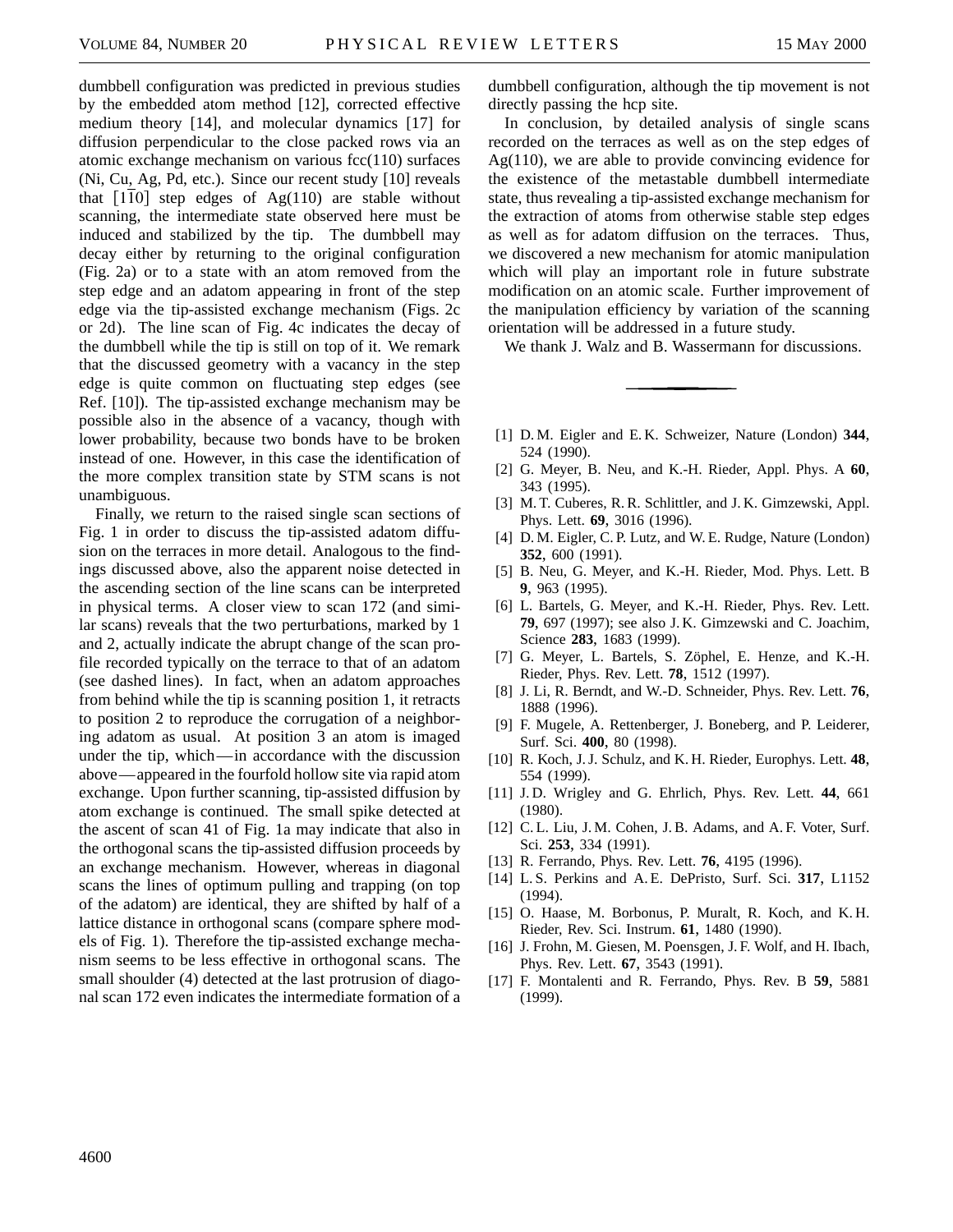dumbbell configuration was predicted in previous studies by the embedded atom method [12], corrected effective medium theory [14], and molecular dynamics [17] for diffusion perpendicular to the close packed rows via an atomic exchange mechanism on various fcc(110) surfaces (Ni, Cu, Ag, Pd, etc.). Since our recent study [10] reveals that $[1\bar{1}0]$ step edges of Ag(110) are stable without scanning, the intermediate state observed here must be induced and stabilized by the tip. The dumbbell may decay either by returning to the original configuration (Fig. 2a) or to a state with an atom removed from the step edge and an adatom appearing in front of the step edge via the tip-assisted exchange mechanism (Figs. 2c or 2d). The line scan of Fig. 4c indicates the decay of the dumbbell while the tip is still on top of it. We remark that the discussed geometry with a vacancy in the step edge is quite common on fluctuating step edges (see Ref. [10]). The tip-assisted exchange mechanism may be possible also in the absence of a vacancy, though with lower probability, because two bonds have to be broken instead of one. However, in this case the identification of the more complex transition state by STM scans is not unambiguous.

Finally, we return to the raised single scan sections of Fig. 1 in order to discuss the tip-assisted adatom diffusion on the terraces in more detail. Analogous to the findings discussed above, also the apparent noise detected in the ascending section of the line scans can be interpreted in physical terms. A closer view to scan 172 (and similar scans) reveals that the two perturbations, marked by 1 and 2, actually indicate the abrupt change of the scan profile recorded typically on the terrace to that of an adatom (see dashed lines). In fact, when an adatom approaches from behind while the tip is scanning position 1, it retracts to position 2 to reproduce the corrugation of a neighboring adatom as usual. At position 3 an atom is imaged under the tip, which—in accordance with the discussion above—appeared in the fourfold hollow site via rapid atom exchange. Upon further scanning, tip-assisted diffusion by atom exchange is continued. The small spike detected at the ascent of scan 41 of Fig. 1a may indicate that also in the orthogonal scans the tip-assisted diffusion proceeds by an exchange mechanism. However, whereas in diagonal scans the lines of optimum pulling and trapping (on top of the adatom) are identical, they are shifted by half of a lattice distance in orthogonal scans (compare sphere models of Fig. 1). Therefore the tip-assisted exchange mechanism seems to be less effective in orthogonal scans. The small shoulder (4) detected at the last protrusion of diagonal scan 172 even indicates the intermediate formation of a dumbbell configuration, although the tip movement is not directly passing the hcp site.

In conclusion, by detailed analysis of single scans recorded on the terraces as well as on the step edges of Ag(110), we are able to provide convincing evidence for the existence of the metastable dumbbell intermediate state, thus revealing a tip-assisted exchange mechanism for the extraction of atoms from otherwise stable step edges as well as for adatom diffusion on the terraces. Thus, we discovered a new mechanism for atomic manipulation which will play an important role in future substrate modification on an atomic scale. Further improvement of the manipulation efficiency by variation of the scanning orientation will be addressed in a future study.

We thank J. Walz and B. Wassermann for discussions.

---

[1] D. M. Eigler and E. K. Schweizer, Nature (London) **344**, 524 (1990).

[2] G. Meyer, B. Neu, and K.-H. Rieder, Appl. Phys. A **60**, 343 (1995).

[3] M. T. Cuberes, R. R. Schlittler, and J. K. Gimzewski, Appl. Phys. Lett. **69**, 3016 (1996).

[4] D. M. Eigler, C. P. Lutz, and W. E. Rudge, Nature (London) **352**, 600 (1991).

[5] B. Neu, G. Meyer, and K.-H. Rieder, Mod. Phys. Lett. B **9**, 963 (1995).

[6] L. Bartels, G. Meyer, and K.-H. Rieder, Phys. Rev. Lett. **79**, 697 (1997); see also J. K. Gimzewski and C. Joachim, Science **283**, 1683 (1999).

[7] G. Meyer, L. Bartels, S. Zöphel, E. Henze, and K.-H. Rieder, Phys. Rev. Lett. **78**, 1512 (1997).

[8] J. Li, R. Berndt, and W.-D. Schneider, Phys. Rev. Lett. **76**, 1888 (1996).

[9] F. Mugele, A. Rettenberger, J. Boneberg, and P. Leiderer, Surf. Sci. **400**, 80 (1998).

[10] R. Koch, J. J. Schulz, and K. H. Rieder, Europhys. Lett. **48**, 554 (1999).

[11] J. D. Wrigley and G. Ehrlich, Phys. Rev. Lett. **44**, 661 (1980).

[12] C. L. Liu, J. M. Cohen, J. B. Adams, and A. F. Voter, Surf. Sci. **253**, 334 (1991).

[13] R. Ferrando, Phys. Rev. Lett. **76**, 4195 (1996).

[14] L. S. Perkins and A. E. DePristo, Surf. Sci. **317**, L1152 (1994).

[15] O. Haase, M. Borbonus, P. Muralt, R. Koch, and K. H. Rieder, Rev. Sci. Instrum. **61**, 1480 (1990).

[16] J. Frohn, M. Giesen, M. Poensgen, J. F. Wolf, and H. Ibach, Phys. Rev. Lett. **67**, 3543 (1991).

[17] F. Montalenti and R. Ferrando, Phys. Rev. B **59**, 5881 (1999).